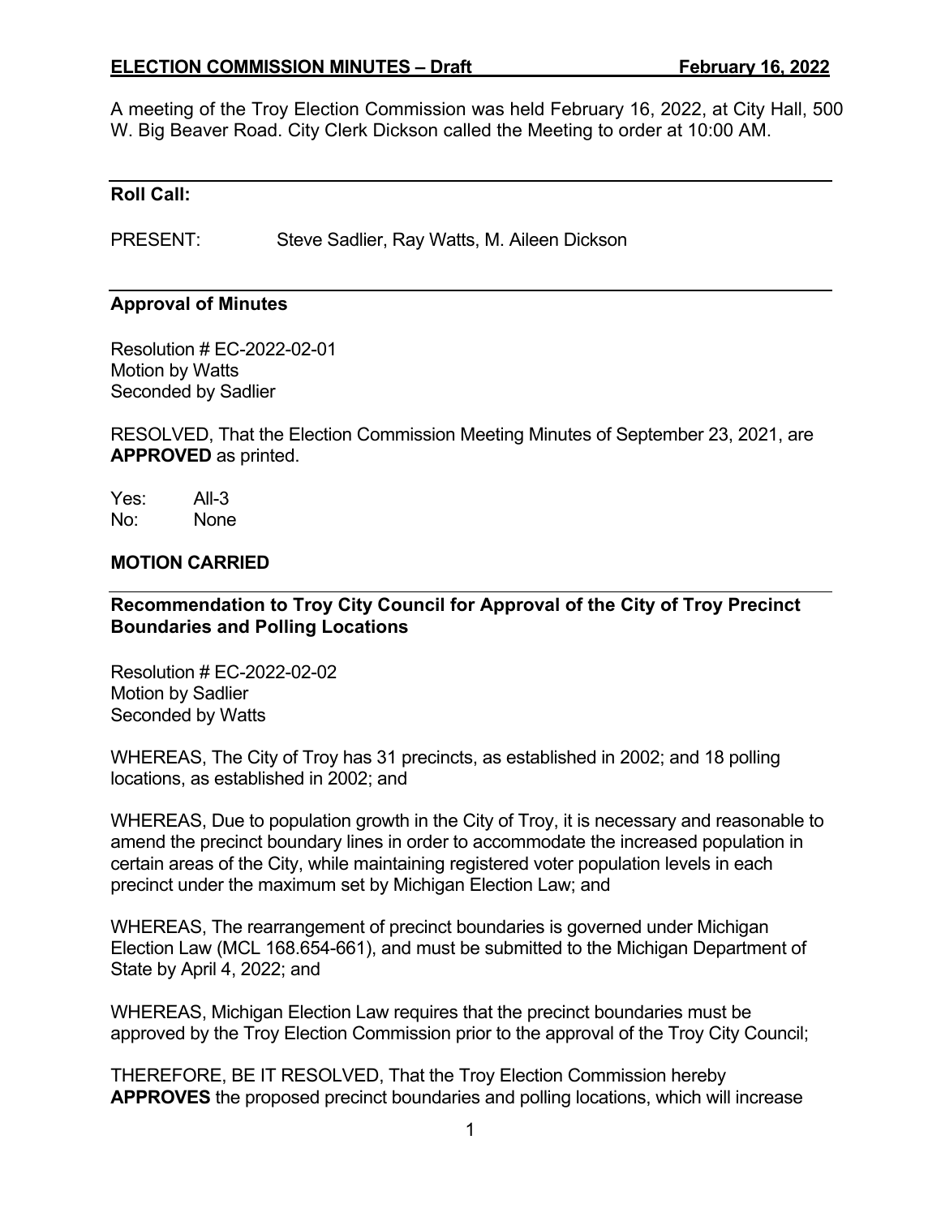**ELECTION COMMISSION MINUTES – Draft February 16, 2022**

A meeting of the Troy Election Commission was held February 16, 2022, at City Hall, 500 W. Big Beaver Road. City Clerk Dickson called the Meeting to order at 10:00 AM.

---

**Roll Call:**

PRESENT: Steve Sadlier, Ray Watts, M. Aileen Dickson

---

**Approval of Minutes**

Resolution # EC-2022-02-01
Motion by Watts
Seconded by Sadlier

RESOLVED, That the Election Commission Meeting Minutes of September 23, 2021, are **APPROVED** as printed.

Yes: All-3
No: None

**MOTION CARRIED**

---

**Recommendation to Troy City Council for Approval of the City of Troy Precinct Boundaries and Polling Locations**

Resolution # EC-2022-02-02
Motion by Sadlier
Seconded by Watts

WHEREAS, The City of Troy has 31 precincts, as established in 2002; and 18 polling locations, as established in 2002; and

WHEREAS, Due to population growth in the City of Troy, it is necessary and reasonable to amend the precinct boundary lines in order to accommodate the increased population in certain areas of the City, while maintaining registered voter population levels in each precinct under the maximum set by Michigan Election Law; and

WHEREAS, The rearrangement of precinct boundaries is governed under Michigan Election Law (MCL 168.654-661), and must be submitted to the Michigan Department of State by April 4, 2022; and

WHEREAS, Michigan Election Law requires that the precinct boundaries must be approved by the Troy Election Commission prior to the approval of the Troy City Council;

THEREFORE, BE IT RESOLVED, That the Troy Election Commission hereby **APPROVES** the proposed precinct boundaries and polling locations, which will increase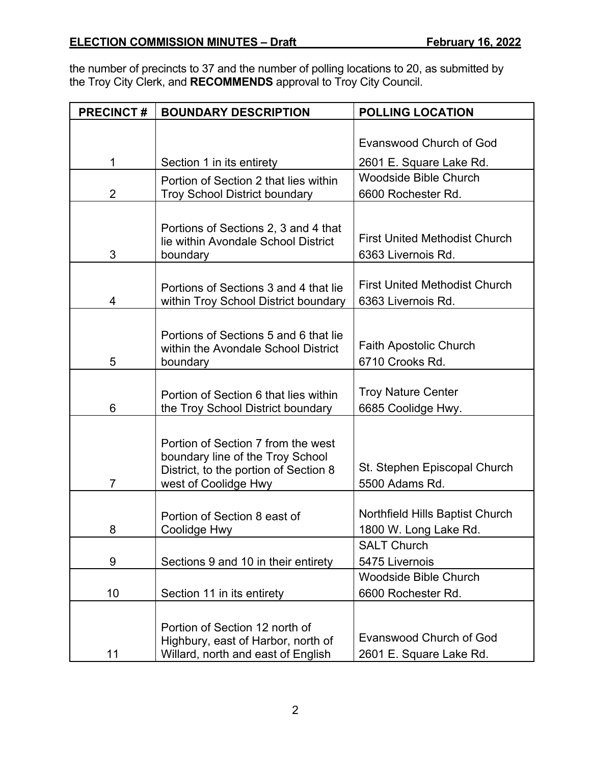the number of precincts to 37 and the number of polling locations to 20, as submitted by the Troy City Clerk, and **RECOMMENDS** approval to Troy City Council.

| PRECINCT # | BOUNDARY DESCRIPTION | POLLING LOCATION |
|---|---|---|
| 1 | Section 1 in its entirety | Evanswood Church of God<br>2601 E. Square Lake Rd. |
| 2 | Portion of Section 2 that lies within Troy School District boundary | Woodside Bible Church<br>6600 Rochester Rd. |
| 3 | Portions of Sections 2, 3 and 4 that lie within Avondale School District boundary | First United Methodist Church<br>6363 Livernois Rd. |
| 4 | Portions of Sections 3 and 4 that lie within Troy School District boundary | First United Methodist Church<br>6363 Livernois Rd. |
| 5 | Portions of Sections 5 and 6 that lie within the Avondale School District boundary | Faith Apostolic Church<br>6710 Crooks Rd. |
| 6 | Portion of Section 6 that lies within the Troy School District boundary | Troy Nature Center<br>6685 Coolidge Hwy. |
| 7 | Portion of Section 7 from the west boundary line of the Troy School District, to the portion of Section 8 west of Coolidge Hwy | St. Stephen Episcopal Church<br>5500 Adams Rd. |
| 8 | Portion of Section 8 east of Coolidge Hwy | Northfield Hills Baptist Church<br>1800 W. Long Lake Rd. |
| 9 | Sections 9 and 10 in their entirety | SALT Church<br>5475 Livernois |
| 10 | Section 11 in its entirety | Woodside Bible Church<br>6600 Rochester Rd. |
| 11 | Portion of Section 12 north of Highbury, east of Harbor, north of Willard, north and east of English | Evanswood Church of God<br>2601 E. Square Lake Rd. |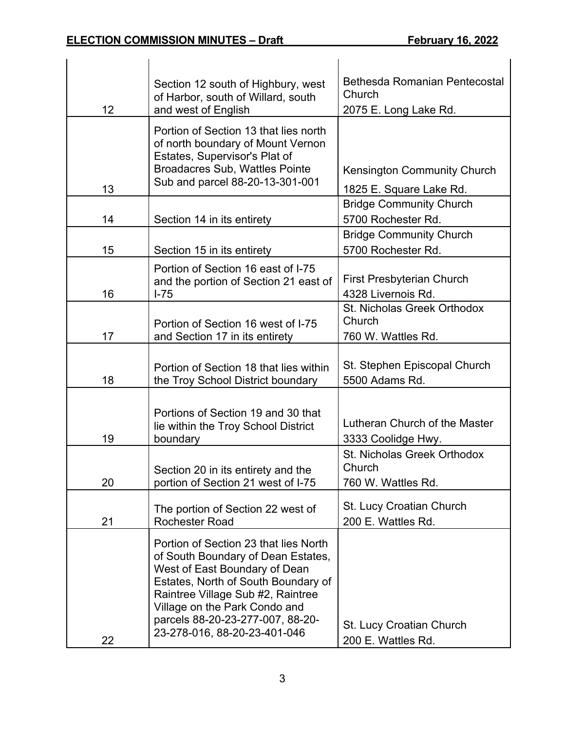| | | |
|---|---|---|
| 12 | Section 12 south of Highbury, west of Harbor, south of Willard, south and west of English | Bethesda Romanian Pentecostal Church<br>2075 E. Long Lake Rd. |
| 13 | Portion of Section 13 that lies north of north boundary of Mount Vernon Estates, Supervisor's Plat of Broadacres Sub, Wattles Pointe Sub and parcel 88-20-13-301-001 | Kensington Community Church<br>1825 E. Square Lake Rd. |
| 14 | Section 14 in its entirety | Bridge Community Church<br>5700 Rochester Rd. |
| 15 | Section 15 in its entirety | Bridge Community Church<br>5700 Rochester Rd. |
| 16 | Portion of Section 16 east of I-75 and the portion of Section 21 east of I-75 | First Presbyterian Church<br>4328 Livernois Rd. |
| 17 | Portion of Section 16 west of I-75 and Section 17 in its entirety | St. Nicholas Greek Orthodox Church<br>760 W. Wattles Rd. |
| 18 | Portion of Section 18 that lies within the Troy School District boundary | St. Stephen Episcopal Church<br>5500 Adams Rd. |
| 19 | Portions of Section 19 and 30 that lie within the Troy School District boundary | Lutheran Church of the Master<br>3333 Coolidge Hwy. |
| 20 | Section 20 in its entirety and the portion of Section 21 west of I-75 | St. Nicholas Greek Orthodox Church<br>760 W. Wattles Rd. |
| 21 | The portion of Section 22 west of Rochester Road | St. Lucy Croatian Church<br>200 E. Wattles Rd. |
| 22 | Portion of Section 23 that lies North of South Boundary of Dean Estates, West of East Boundary of Dean Estates, North of South Boundary of Raintree Village Sub #2, Raintree Village on the Park Condo and parcels 88-20-23-277-007, 88-20-23-278-016, 88-20-23-401-046 | St. Lucy Croatian Church<br>200 E. Wattles Rd. |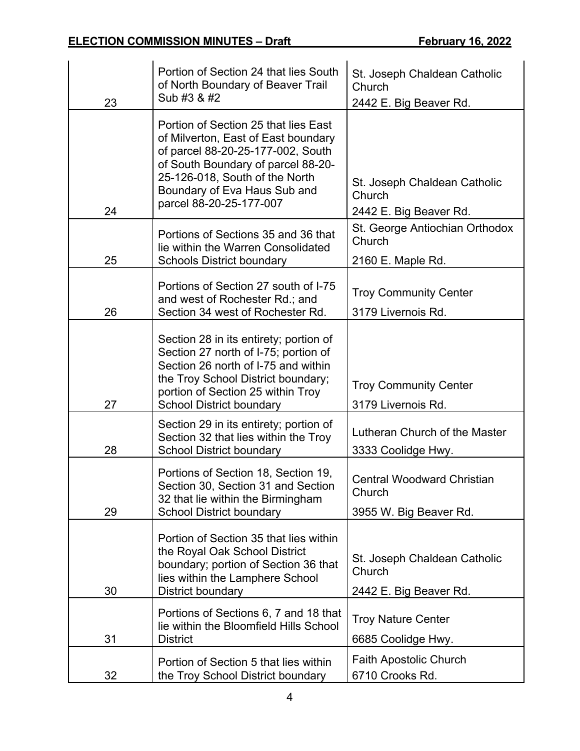| | | |
|---|---|---|
| 23 | Portion of Section 24 that lies South of North Boundary of Beaver Trail Sub #3 & #2 | St. Joseph Chaldean Catholic Church<br>2442 E. Big Beaver Rd. |
| 24 | Portion of Section 25 that lies East of Milverton, East of East boundary of parcel 88-20-25-177-002, South of South Boundary of parcel 88-20-25-126-018, South of the North Boundary of Eva Haus Sub and parcel 88-20-25-177-007 | St. Joseph Chaldean Catholic Church<br>2442 E. Big Beaver Rd. |
| 25 | Portions of Sections 35 and 36 that lie within the Warren Consolidated Schools District boundary | St. George Antiochian Orthodox Church<br>2160 E. Maple Rd. |
| 26 | Portions of Section 27 south of I-75 and west of Rochester Rd.; and Section 34 west of Rochester Rd. | Troy Community Center<br>3179 Livernois Rd. |
| 27 | Section 28 in its entirety; portion of Section 27 north of I-75; portion of Section 26 north of I-75 and within the Troy School District boundary; portion of Section 25 within Troy School District boundary | Troy Community Center<br>3179 Livernois Rd. |
| 28 | Section 29 in its entirety; portion of Section 32 that lies within the Troy School District boundary | Lutheran Church of the Master<br>3333 Coolidge Hwy. |
| 29 | Portions of Section 18, Section 19, Section 30, Section 31 and Section 32 that lie within the Birmingham School District boundary | Central Woodward Christian Church<br>3955 W. Big Beaver Rd. |
| 30 | Portion of Section 35 that lies within the Royal Oak School District boundary; portion of Section 36 that lies within the Lamphere School District boundary | St. Joseph Chaldean Catholic Church<br>2442 E. Big Beaver Rd. |
| 31 | Portions of Sections 6, 7 and 18 that lie within the Bloomfield Hills School District | Troy Nature Center<br>6685 Coolidge Hwy. |
| 32 | Portion of Section 5 that lies within the Troy School District boundary | Faith Apostolic Church<br>6710 Crooks Rd. |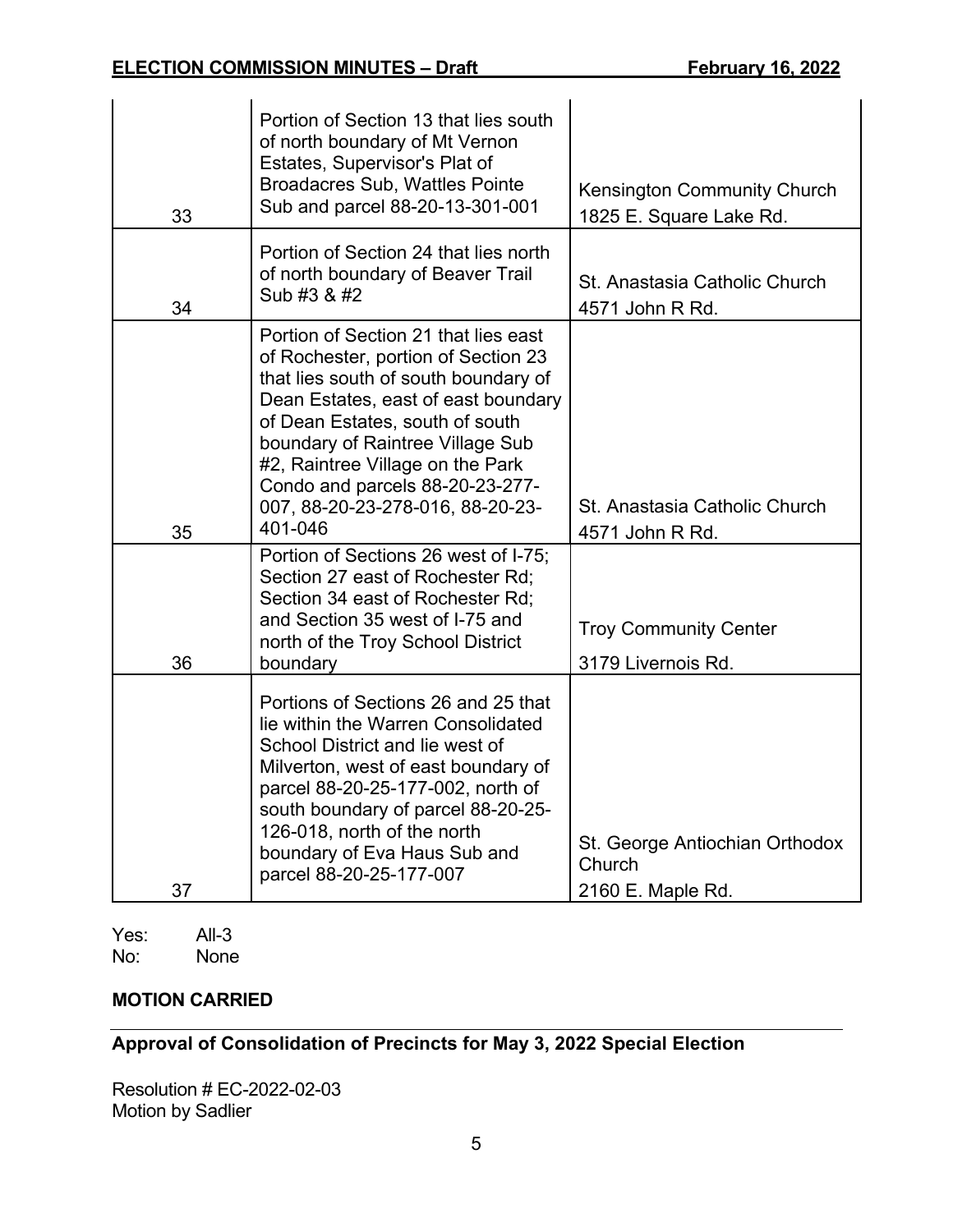| | | |
|---|---|---|
| 33 | Portion of Section 13 that lies south of north boundary of Mt Vernon Estates, Supervisor's Plat of Broadacres Sub, Wattles Pointe Sub and parcel 88-20-13-301-001 | Kensington Community Church<br>1825 E. Square Lake Rd. |
| 34 | Portion of Section 24 that lies north of north boundary of Beaver Trail Sub #3 & #2 | St. Anastasia Catholic Church<br>4571 John R Rd. |
| 35 | Portion of Section 21 that lies east of Rochester, portion of Section 23 that lies south of south boundary of Dean Estates, east of east boundary of Dean Estates, south of south boundary of Raintree Village Sub #2, Raintree Village on the Park Condo and parcels 88-20-23-277-007, 88-20-23-278-016, 88-20-23-401-046 | St. Anastasia Catholic Church<br>4571 John R Rd. |
| 36 | Portion of Sections 26 west of I-75; Section 27 east of Rochester Rd; Section 34 east of Rochester Rd; and Section 35 west of I-75 and north of the Troy School District boundary | Troy Community Center<br>3179 Livernois Rd. |
| 37 | Portions of Sections 26 and 25 that lie within the Warren Consolidated School District and lie west of Milverton, west of east boundary of parcel 88-20-25-177-002, north of south boundary of parcel 88-20-25-126-018, north of the north boundary of Eva Haus Sub and parcel 88-20-25-177-007 | St. George Antiochian Orthodox Church<br>2160 E. Maple Rd. |

Yes: All-3
No: None

**MOTION CARRIED**

## Approval of Consolidation of Precincts for May 3, 2022 Special Election

Resolution # EC-2022-02-03
Motion by Sadlier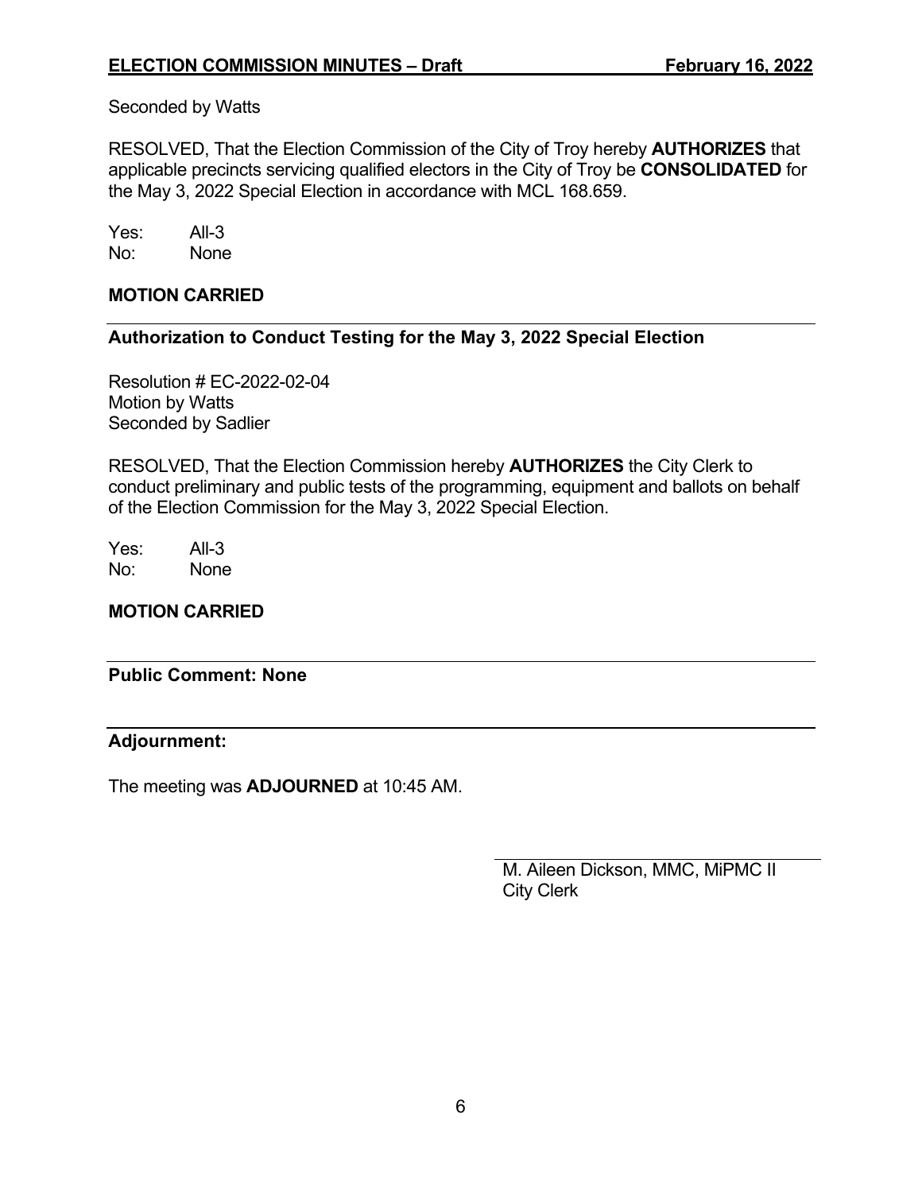Seconded by Watts

RESOLVED, That the Election Commission of the City of Troy hereby **AUTHORIZES** that applicable precincts servicing qualified electors in the City of Troy be **CONSOLIDATED** for the May 3, 2022 Special Election in accordance with MCL 168.659.

Yes: All-3
No: None

**MOTION CARRIED**

## Authorization to Conduct Testing for the May 3, 2022 Special Election

Resolution # EC-2022-02-04
Motion by Watts
Seconded by Sadlier

RESOLVED, That the Election Commission hereby **AUTHORIZES** the City Clerk to conduct preliminary and public tests of the programming, equipment and ballots on behalf of the Election Commission for the May 3, 2022 Special Election.

Yes: All-3
No: None

**MOTION CARRIED**

## Public Comment: None

## Adjournment:

The meeting was **ADJOURNED** at 10:45 AM.

M. Aileen Dickson, MMC, MiPMC II
City Clerk